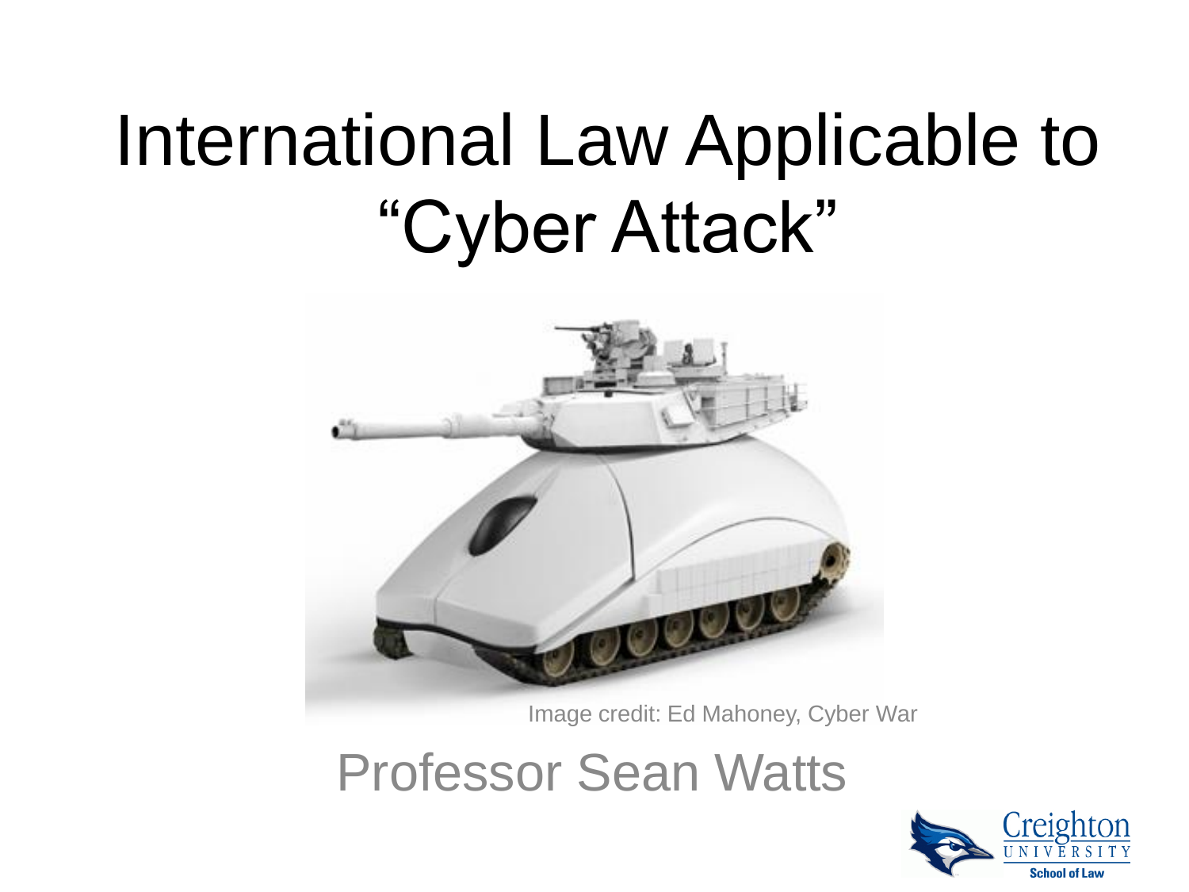# International Law Applicable to "Cyber Attack"

Image credit: Ed Mahoney, Cyber War

Professor Sean Watts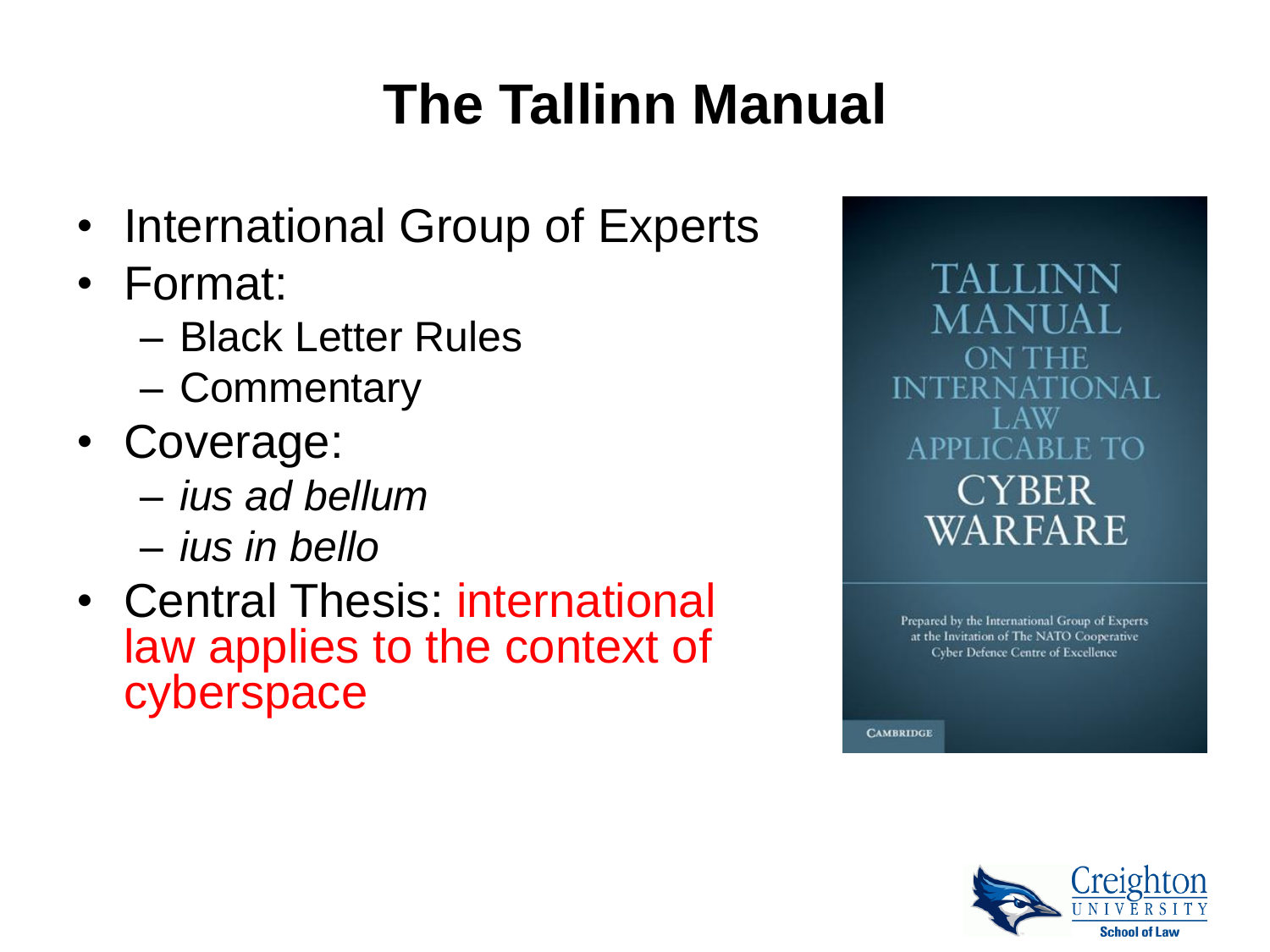# The Tallinn Manual

- International Group of Experts
- Format:
  - Black Letter Rules
  - Commentary
- Coverage:
  - *ius ad bellum*
  - *ius in bello*
- Central Thesis: international law applies to the context of cyberspace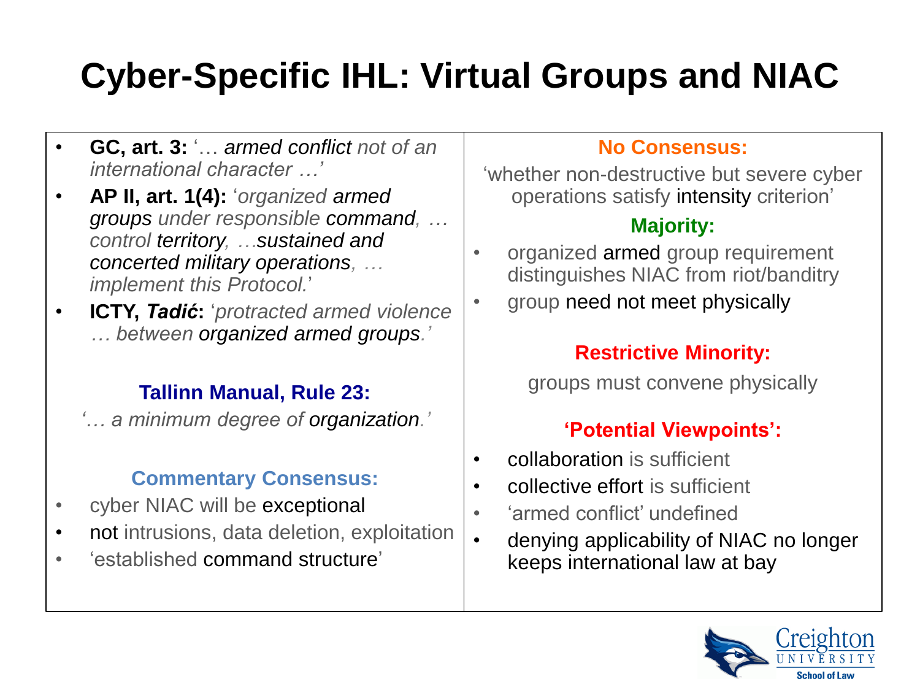# Cyber-Specific IHL: Virtual Groups and NIAC

- **GC, art. 3:** '… *armed conflict not of an international character …*'
- **AP II, art. 1(4):** '*organized armed groups under responsible command, … control territory, …sustained and concerted military operations, … implement this Protocol.*'
- **ICTY, *Tadić*:** '*protracted armed violence … between organized armed groups.*'

### Tallinn Manual, Rule 23:

'*… a minimum degree of organization.*'

### Commentary Consensus:

- cyber NIAC will be exceptional
- not intrusions, data deletion, exploitation
- 'established command structure'

### No Consensus:

'whether non-destructive but severe cyber operations satisfy intensity criterion'

### Majority:

- organized armed group requirement distinguishes NIAC from riot/banditry
- group need not meet physically

### Restrictive Minority:

groups must convene physically

### 'Potential Viewpoints':

- collaboration is sufficient
- collective effort is sufficient
- 'armed conflict' undefined
- denying applicability of NIAC no longer keeps international law at bay

Creighton University School of Law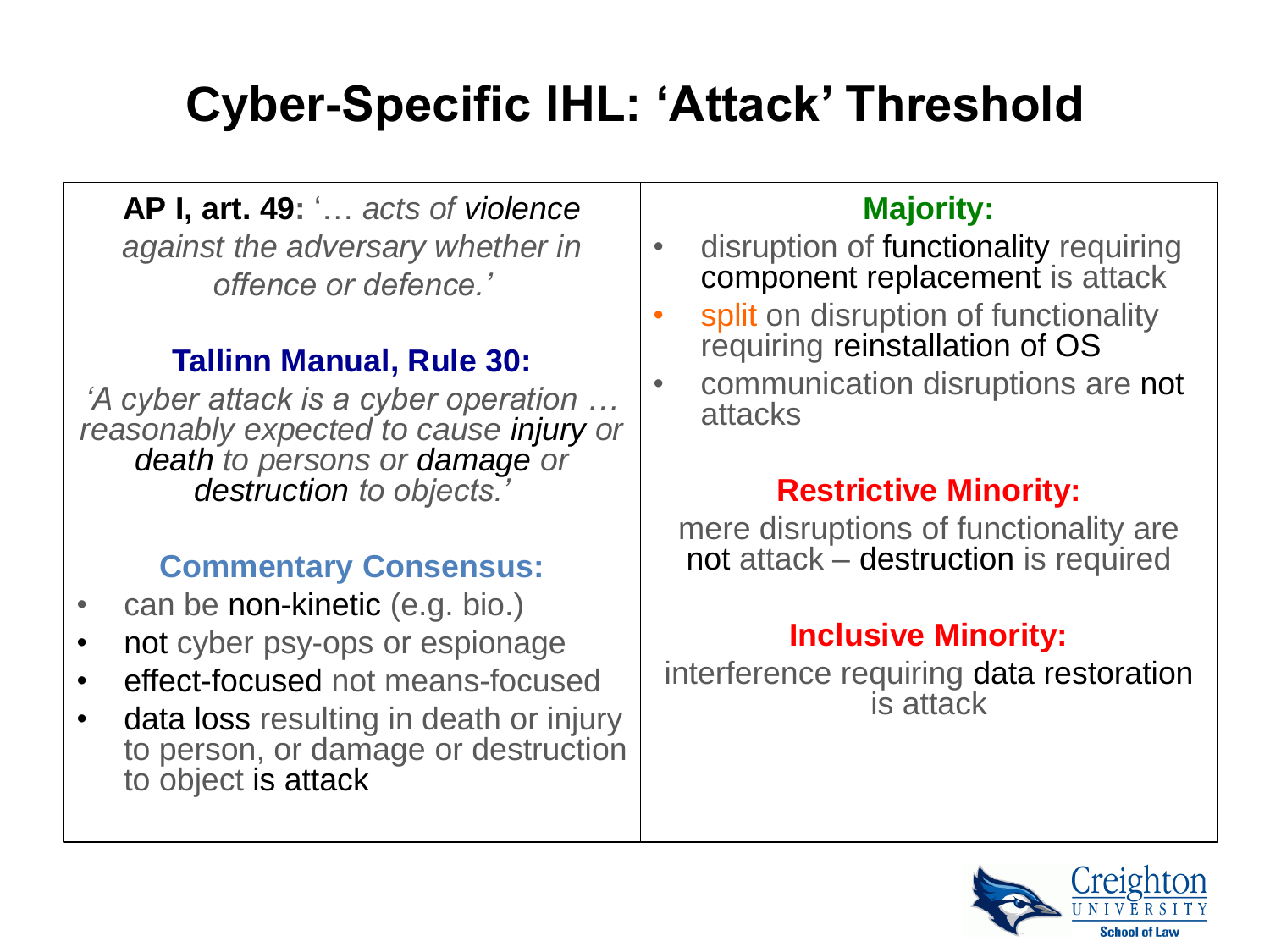# Cyber-Specific IHL: 'Attack' Threshold

**AP I, art. 49:** '… *acts of violence against the adversary whether in offence or defence.*'

### Tallinn Manual, Rule 30:

*'A cyber attack is a cyber operation … reasonably expected to cause injury or death to persons or damage or destruction to objects.'*

### Commentary Consensus:

- can be non-kinetic (e.g. bio.)
- not cyber psy-ops or espionage
- effect-focused not means-focused
- data loss resulting in death or injury to person, or damage or destruction to object is attack

### Majority:

- disruption of functionality requiring component replacement is attack
- split on disruption of functionality requiring reinstallation of OS
- communication disruptions are not attacks

### Restrictive Minority:

mere disruptions of functionality are not attack – destruction is required

### Inclusive Minority:

interference requiring data restoration is attack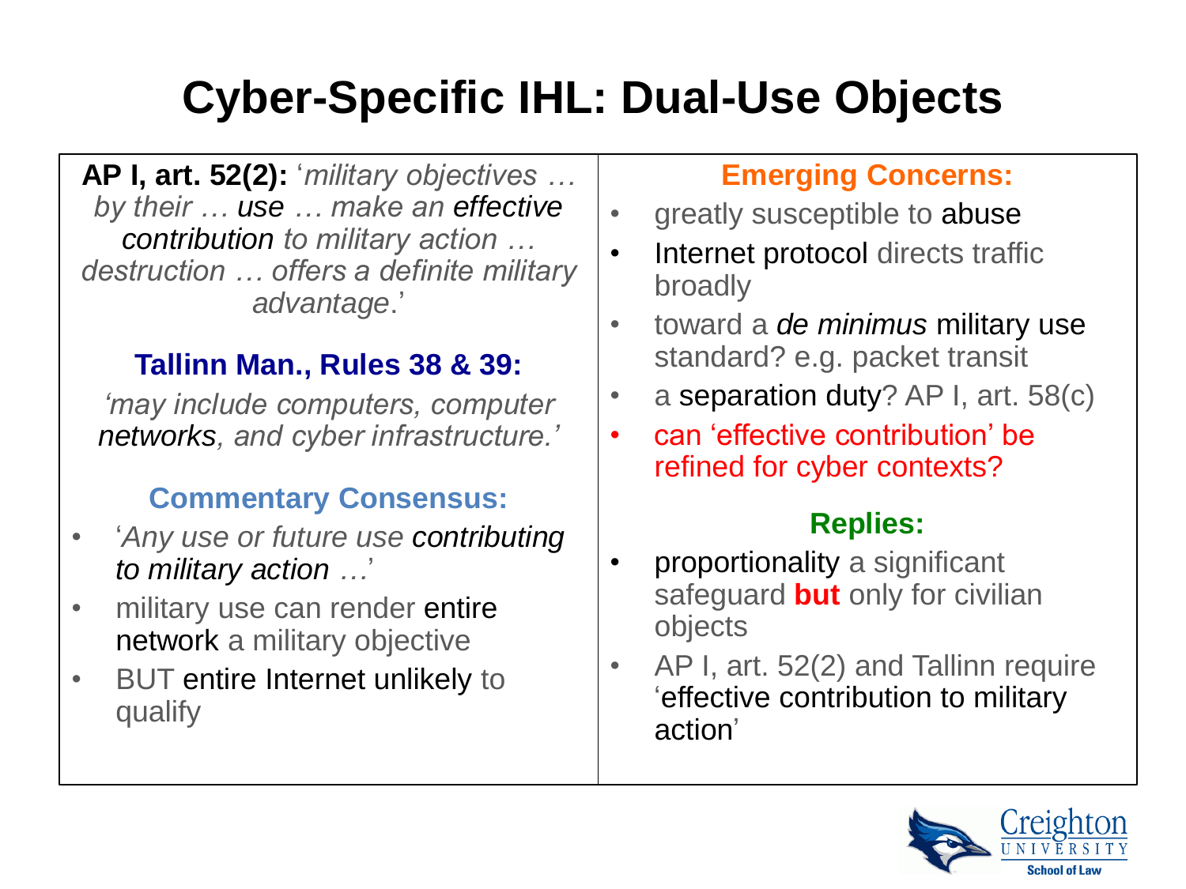# Cyber-Specific IHL: Dual-Use Objects

**AP I, art. 52(2):** '*military objectives … by their … use … make an effective contribution to military action … destruction … offers a definite military advantage*.'

### Tallinn Man., Rules 38 & 39:

*'may include computers, computer networks, and cyber infrastructure.'*

### Commentary Consensus:

- '*Any use or future use contributing to military action …*'
- military use can render entire network a military objective
- BUT entire Internet unlikely to qualify

### Emerging Concerns:

- greatly susceptible to abuse
- Internet protocol directs traffic broadly
- toward a *de minimus* military use standard? e.g. packet transit
- a separation duty? AP I, art. 58(c)
- can 'effective contribution' be refined for cyber contexts?

### Replies:

- proportionality a significant safeguard **but** only for civilian objects
- AP I, art. 52(2) and Tallinn require 'effective contribution to military action'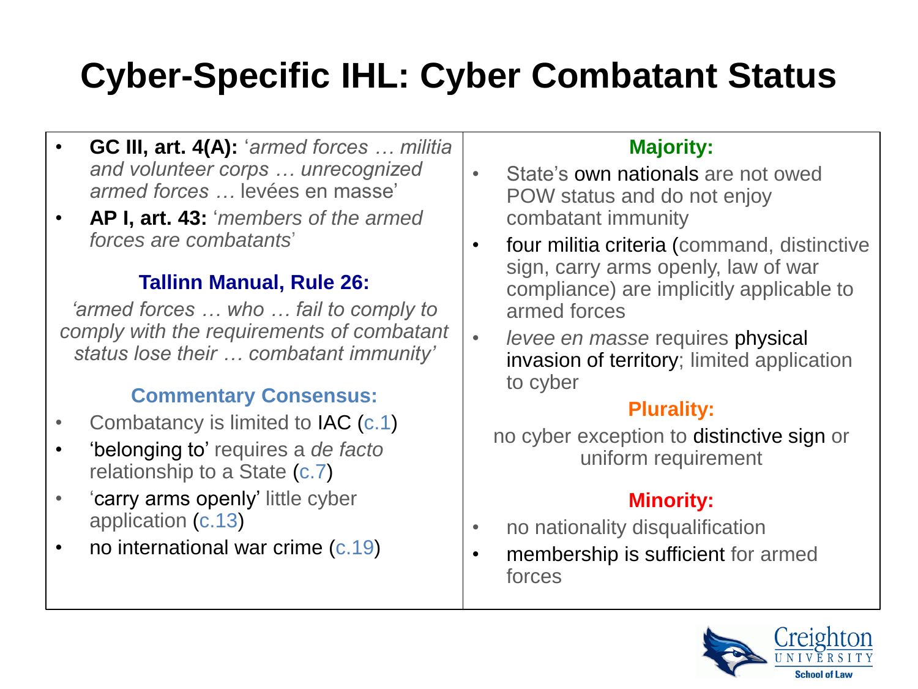# Cyber-Specific IHL: Cyber Combatant Status

- **GC III, art. 4(A):** '*armed forces … militia and volunteer corps … unrecognized armed forces …* levées en masse'
- **AP I, art. 43:** '*members of the armed forces are combatants*'

### Tallinn Manual, Rule 26:

*'armed forces … who … fail to comply to comply with the requirements of combatant status lose their … combatant immunity'*

### Commentary Consensus:

- Combatancy is limited to IAC (c.1)
- 'belonging to' requires a *de facto* relationship to a State (c.7)
- 'carry arms openly' little cyber application (c.13)
- no international war crime (c.19)

### Majority:

- State's own nationals are not owed POW status and do not enjoy combatant immunity
- four militia criteria (command, distinctive sign, carry arms openly, law of war compliance) are implicitly applicable to armed forces
- *levee en masse* requires physical invasion of territory; limited application to cyber

### Plurality:

no cyber exception to distinctive sign or uniform requirement

### Minority:

- no nationality disqualification
- membership is sufficient for armed forces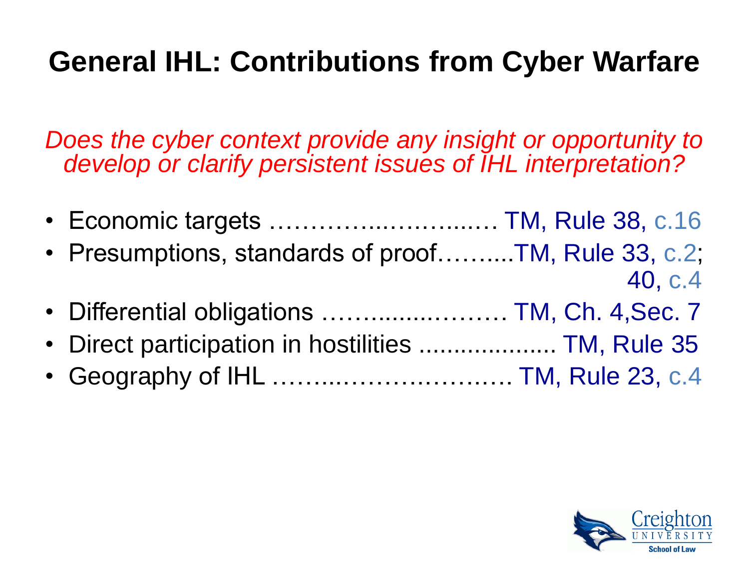# General IHL: Contributions from Cyber Warfare

*Does the cyber context provide any insight or opportunity to develop or clarify persistent issues of IHL interpretation?*

- Economic targets ……………….………. TM, Rule 38, c.16
- Presumptions, standards of proof……....TM, Rule 33, c.2; 40, c.4
- Differential obligations ……................…… TM, Ch. 4,Sec. 7
- Direct participation in hostilities ................... TM, Rule 35
- Geography of IHL ………..……………… TM, Rule 23, c.4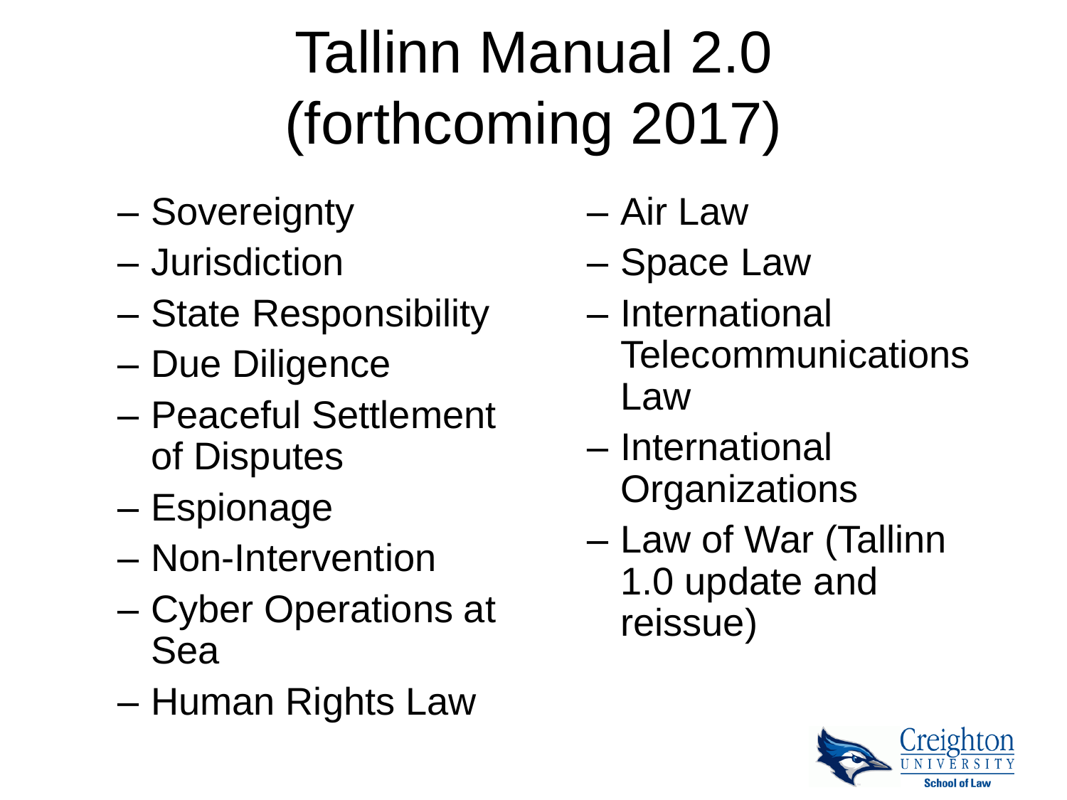# Tallinn Manual 2.0 (forthcoming 2017)

- Sovereignty
- Jurisdiction
- State Responsibility
- Due Diligence
- Peaceful Settlement of Disputes
- Espionage
- Non-Intervention
- Cyber Operations at Sea
- Human Rights Law
- Air Law
- Space Law
- International Telecommunications Law
- International Organizations
- Law of War (Tallinn 1.0 update and reissue)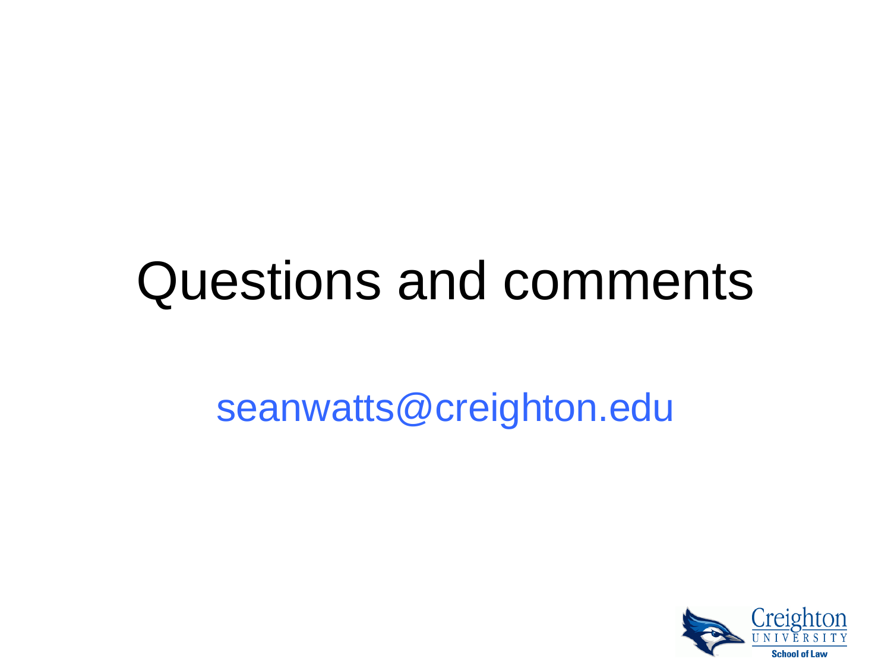# Questions and comments

seanwatts@creighton.edu